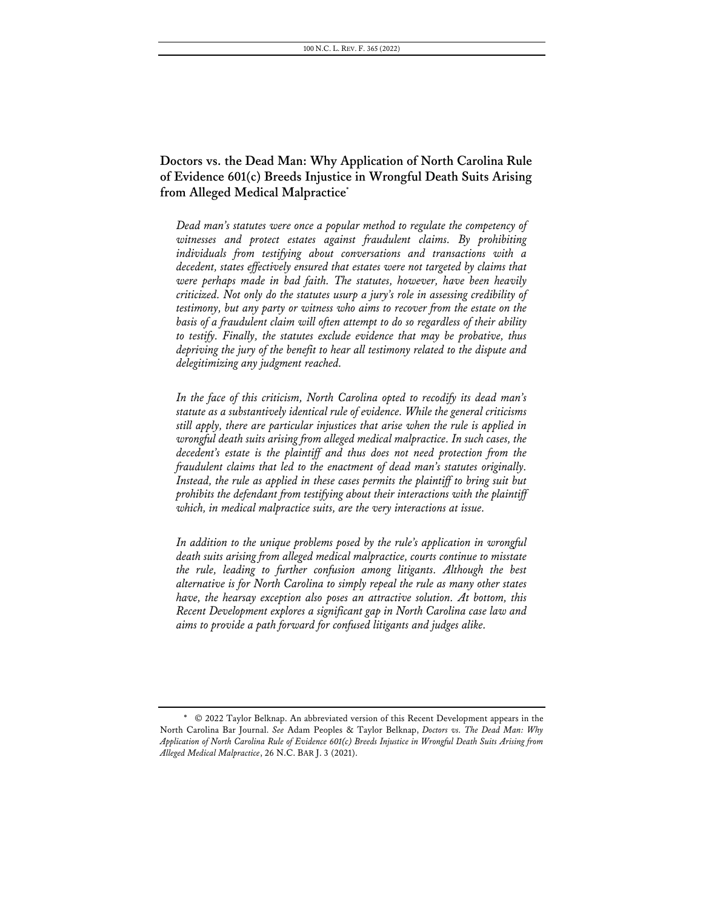# Doctors vs. the Dead Man: Why Application of North Carolina Rule of Evidence 601(c) Breeds Injustice in Wrongful Death Suits Arising from Alleged Medical Malpractice*

*Dead man's statutes were once a popular method to regulate the competency of witnesses and protect estates against fraudulent claims. By prohibiting individuals from testifying about conversations and transactions with a decedent, states effectively ensured that estates were not targeted by claims that were perhaps made in bad faith. The statutes, however, have been heavily criticized. Not only do the statutes usurp a jury's role in assessing credibility of testimony, but any party or witness who aims to recover from the estate on the basis of a fraudulent claim will often attempt to do so regardless of their ability to testify. Finally, the statutes exclude evidence that may be probative, thus depriving the jury of the benefit to hear all testimony related to the dispute and delegitimizing any judgment reached.*

*In the face of this criticism, North Carolina opted to recodify its dead man's statute as a substantively identical rule of evidence. While the general criticisms still apply, there are particular injustices that arise when the rule is applied in wrongful death suits arising from alleged medical malpractice. In such cases, the decedent's estate is the plaintiff and thus does not need protection from the fraudulent claims that led to the enactment of dead man's statutes originally. Instead, the rule as applied in these cases permits the plaintiff to bring suit but prohibits the defendant from testifying about their interactions with the plaintiff which, in medical malpractice suits, are the very interactions at issue.*

*In addition to the unique problems posed by the rule's application in wrongful death suits arising from alleged medical malpractice, courts continue to misstate the rule, leading to further confusion among litigants. Although the best alternative is for North Carolina to simply repeal the rule as many other states have, the hearsay exception also poses an attractive solution. At bottom, this Recent Development explores a significant gap in North Carolina case law and aims to provide a path forward for confused litigants and judges alike.*

---

\* © 2022 Taylor Belknap. An abbreviated version of this Recent Development appears in the North Carolina Bar Journal. *See* Adam Peoples & Taylor Belknap, *Doctors vs. The Dead Man: Why Application of North Carolina Rule of Evidence 601(c) Breeds Injustice in Wrongful Death Suits Arising from Alleged Medical Malpractice*, 26 N.C. BAR J. 3 (2021).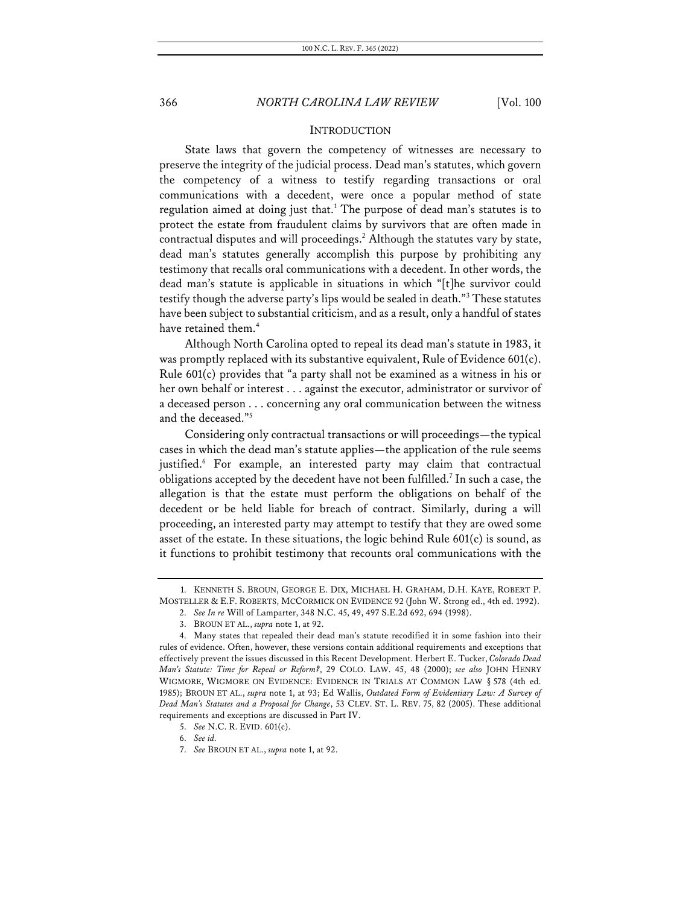## INTRODUCTION

State laws that govern the competency of witnesses are necessary to preserve the integrity of the judicial process. Dead man's statutes, which govern the competency of a witness to testify regarding transactions or oral communications with a decedent, were once a popular method of state regulation aimed at doing just that.[1] The purpose of dead man's statutes is to protect the estate from fraudulent claims by survivors that are often made in contractual disputes and will proceedings.[2] Although the statutes vary by state, dead man's statutes generally accomplish this purpose by prohibiting any testimony that recalls oral communications with a decedent. In other words, the dead man's statute is applicable in situations in which "[t]he survivor could testify though the adverse party's lips would be sealed in death."[3] These statutes have been subject to substantial criticism, and as a result, only a handful of states have retained them.[4]

Although North Carolina opted to repeal its dead man's statute in 1983, it was promptly replaced with its substantive equivalent, Rule of Evidence 601(c). Rule 601(c) provides that "a party shall not be examined as a witness in his or her own behalf or interest . . . against the executor, administrator or survivor of a deceased person . . . concerning any oral communication between the witness and the deceased."[5]

Considering only contractual transactions or will proceedings—the typical cases in which the dead man's statute applies—the application of the rule seems justified.[6] For example, an interested party may claim that contractual obligations accepted by the decedent have not been fulfilled.[7] In such a case, the allegation is that the estate must perform the obligations on behalf of the decedent or be held liable for breach of contract. Similarly, during a will proceeding, an interested party may attempt to testify that they are owed some asset of the estate. In these situations, the logic behind Rule 601(c) is sound, as it functions to prohibit testimony that recounts oral communications with the

---

1. KENNETH S. BROUN, GEORGE E. DIX, MICHAEL H. GRAHAM, D.H. KAYE, ROBERT P. MOSTELLER & E.F. ROBERTS, MCCORMICK ON EVIDENCE 92 (John W. Strong ed., 4th ed. 1992).

2. *See In re* Will of Lamparter, 348 N.C. 45, 49, 497 S.E.2d 692, 694 (1998).

3. BROUN ET AL., *supra* note 1, at 92.

4. Many states that repealed their dead man's statute recodified it in some fashion into their rules of evidence. Often, however, these versions contain additional requirements and exceptions that effectively prevent the issues discussed in this Recent Development. Herbert E. Tucker, *Colorado Dead Man's Statute: Time for Repeal or Reform?*, 29 COLO. LAW. 45, 48 (2000); *see also* JOHN HENRY WIGMORE, WIGMORE ON EVIDENCE: EVIDENCE IN TRIALS AT COMMON LAW § 578 (4th ed. 1985); BROUN ET AL., *supra* note 1, at 93; Ed Wallis, *Outdated Form of Evidentiary Law: A Survey of Dead Man's Statutes and a Proposal for Change*, 53 CLEV. ST. L. REV. 75, 82 (2005). These additional requirements and exceptions are discussed in Part IV.

5. *See* N.C. R. EVID. 601(c).

6. *See id.*

7. *See* BROUN ET AL., *supra* note 1, at 92.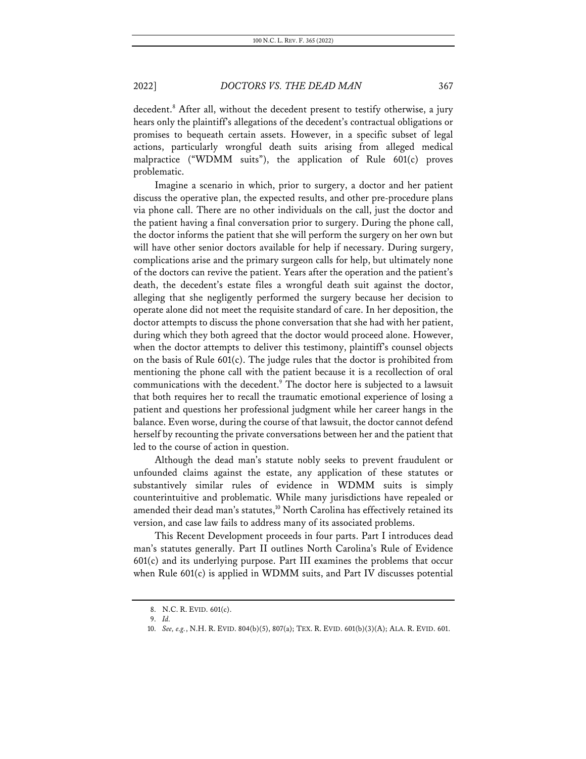decedent.[8] After all, without the decedent present to testify otherwise, a jury hears only the plaintiff's allegations of the decedent's contractual obligations or promises to bequeath certain assets. However, in a specific subset of legal actions, particularly wrongful death suits arising from alleged medical malpractice ("WDMM suits"), the application of Rule 601(c) proves problematic.

Imagine a scenario in which, prior to surgery, a doctor and her patient discuss the operative plan, the expected results, and other pre-procedure plans via phone call. There are no other individuals on the call, just the doctor and the patient having a final conversation prior to surgery. During the phone call, the doctor informs the patient that she will perform the surgery on her own but will have other senior doctors available for help if necessary. During surgery, complications arise and the primary surgeon calls for help, but ultimately none of the doctors can revive the patient. Years after the operation and the patient's death, the decedent's estate files a wrongful death suit against the doctor, alleging that she negligently performed the surgery because her decision to operate alone did not meet the requisite standard of care. In her deposition, the doctor attempts to discuss the phone conversation that she had with her patient, during which they both agreed that the doctor would proceed alone. However, when the doctor attempts to deliver this testimony, plaintiff's counsel objects on the basis of Rule 601(c). The judge rules that the doctor is prohibited from mentioning the phone call with the patient because it is a recollection of oral communications with the decedent.[9] The doctor here is subjected to a lawsuit that both requires her to recall the traumatic emotional experience of losing a patient and questions her professional judgment while her career hangs in the balance. Even worse, during the course of that lawsuit, the doctor cannot defend herself by recounting the private conversations between her and the patient that led to the course of action in question.

Although the dead man's statute nobly seeks to prevent fraudulent or unfounded claims against the estate, any application of these statutes or substantively similar rules of evidence in WDMM suits is simply counterintuitive and problematic. While many jurisdictions have repealed or amended their dead man's statutes,[10] North Carolina has effectively retained its version, and case law fails to address many of its associated problems.

This Recent Development proceeds in four parts. Part I introduces dead man's statutes generally. Part II outlines North Carolina's Rule of Evidence 601(c) and its underlying purpose. Part III examines the problems that occur when Rule 601(c) is applied in WDMM suits, and Part IV discusses potential

8. N.C. R. EVID. 601(c).

9. *Id.*

10. *See, e.g.*, N.H. R. EVID. 804(b)(5), 807(a); TEX. R. EVID. 601(b)(3)(A); ALA. R. EVID. 601.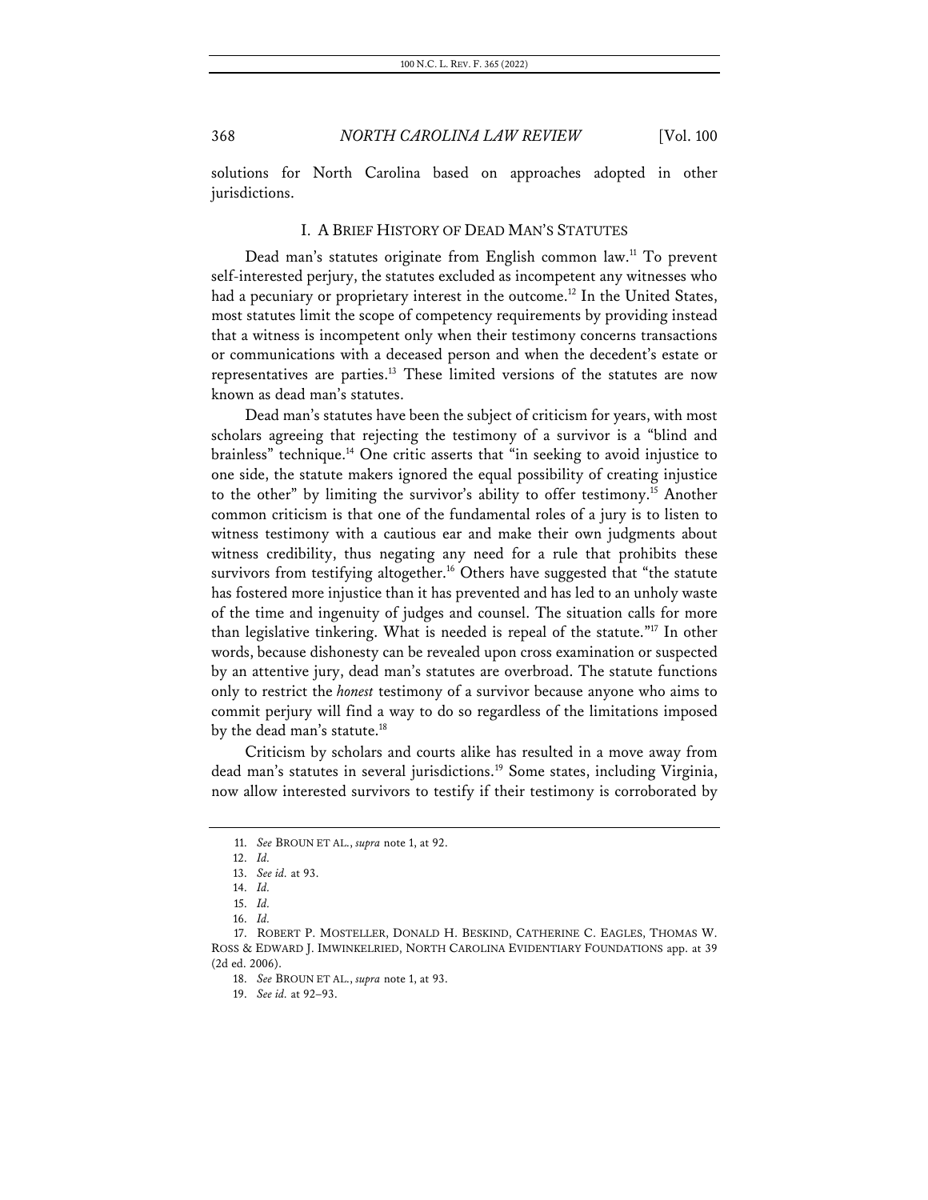solutions for North Carolina based on approaches adopted in other jurisdictions.

## I. A BRIEF HISTORY OF DEAD MAN'S STATUTES

Dead man's statutes originate from English common law.[11] To prevent self-interested perjury, the statutes excluded as incompetent any witnesses who had a pecuniary or proprietary interest in the outcome.[12] In the United States, most statutes limit the scope of competency requirements by providing instead that a witness is incompetent only when their testimony concerns transactions or communications with a deceased person and when the decedent's estate or representatives are parties.[13] These limited versions of the statutes are now known as dead man's statutes.

Dead man's statutes have been the subject of criticism for years, with most scholars agreeing that rejecting the testimony of a survivor is a "blind and brainless" technique.[14] One critic asserts that "in seeking to avoid injustice to one side, the statute makers ignored the equal possibility of creating injustice to the other" by limiting the survivor's ability to offer testimony.[15] Another common criticism is that one of the fundamental roles of a jury is to listen to witness testimony with a cautious ear and make their own judgments about witness credibility, thus negating any need for a rule that prohibits these survivors from testifying altogether.[16] Others have suggested that "the statute has fostered more injustice than it has prevented and has led to an unholy waste of the time and ingenuity of judges and counsel. The situation calls for more than legislative tinkering. What is needed is repeal of the statute."[17] In other words, because dishonesty can be revealed upon cross examination or suspected by an attentive jury, dead man's statutes are overbroad. The statute functions only to restrict the *honest* testimony of a survivor because anyone who aims to commit perjury will find a way to do so regardless of the limitations imposed by the dead man's statute.[18]

Criticism by scholars and courts alike has resulted in a move away from dead man's statutes in several jurisdictions.[19] Some states, including Virginia, now allow interested survivors to testify if their testimony is corroborated by

---

11. *See* BROUN ET AL., *supra* note 1, at 92.

12. *Id.*

13. *See id.* at 93.

14. *Id.*

15. *Id.*

16. *Id.*

17. ROBERT P. MOSTELLER, DONALD H. BESKIND, CATHERINE C. EAGLES, THOMAS W. ROSS & EDWARD J. IMWINKELRIED, NORTH CAROLINA EVIDENTIARY FOUNDATIONS app. at 39 (2d ed. 2006).

18. *See* BROUN ET AL., *supra* note 1, at 93.

19. *See id.* at 92–93.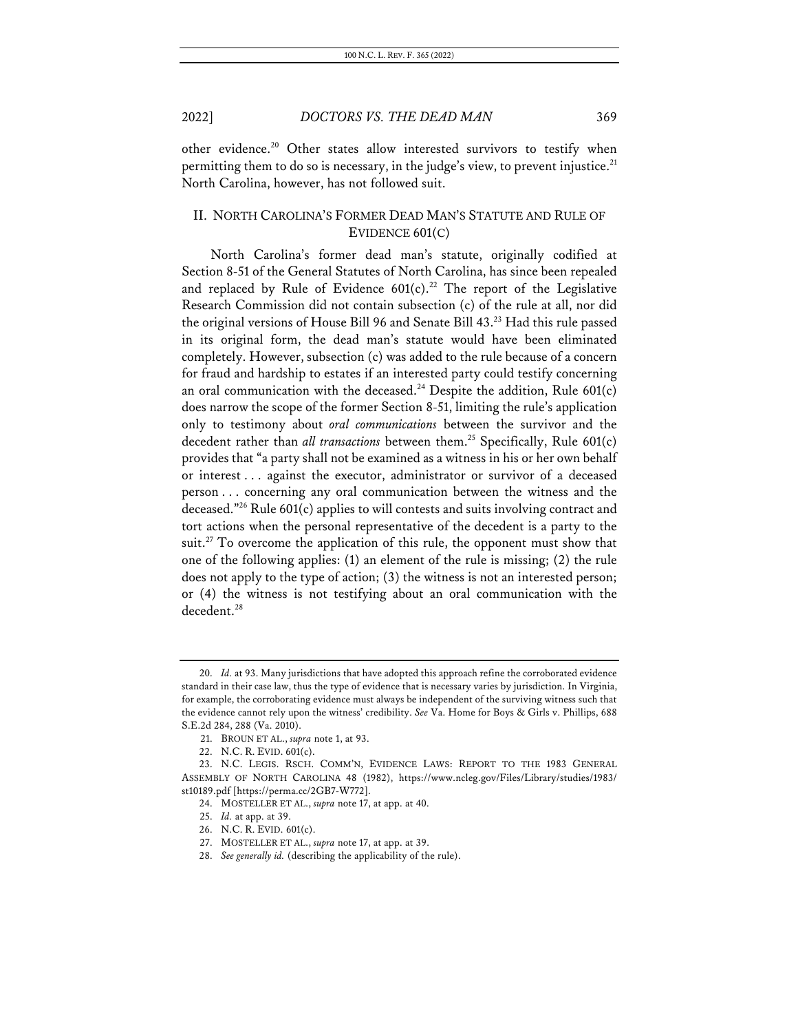other evidence.[20] Other states allow interested survivors to testify when permitting them to do so is necessary, in the judge's view, to prevent injustice.[21] North Carolina, however, has not followed suit.

## II. NORTH CAROLINA'S FORMER DEAD MAN'S STATUTE AND RULE OF EVIDENCE 601(C)

North Carolina's former dead man's statute, originally codified at Section 8-51 of the General Statutes of North Carolina, has since been repealed and replaced by Rule of Evidence 601(c).[22] The report of the Legislative Research Commission did not contain subsection (c) of the rule at all, nor did the original versions of House Bill 96 and Senate Bill 43.[23] Had this rule passed in its original form, the dead man's statute would have been eliminated completely. However, subsection (c) was added to the rule because of a concern for fraud and hardship to estates if an interested party could testify concerning an oral communication with the deceased.[24] Despite the addition, Rule 601(c) does narrow the scope of the former Section 8-51, limiting the rule's application only to testimony about *oral communications* between the survivor and the decedent rather than *all transactions* between them.[25] Specifically, Rule 601(c) provides that "a party shall not be examined as a witness in his or her own behalf or interest . . . against the executor, administrator or survivor of a deceased person . . . concerning any oral communication between the witness and the deceased."[26] Rule 601(c) applies to will contests and suits involving contract and tort actions when the personal representative of the decedent is a party to the suit.[27] To overcome the application of this rule, the opponent must show that one of the following applies: (1) an element of the rule is missing; (2) the rule does not apply to the type of action; (3) the witness is not an interested person; or (4) the witness is not testifying about an oral communication with the decedent.[28]

---

20. *Id.* at 93. Many jurisdictions that have adopted this approach refine the corroborated evidence standard in their case law, thus the type of evidence that is necessary varies by jurisdiction. In Virginia, for example, the corroborating evidence must always be independent of the surviving witness such that the evidence cannot rely upon the witness' credibility. *See* Va. Home for Boys & Girls v. Phillips, 688 S.E.2d 284, 288 (Va. 2010).

21. BROUN ET AL., *supra* note 1, at 93.

22. N.C. R. EVID. 601(c).

23. N.C. LEGIS. RSCH. COMM'N, EVIDENCE LAWS: REPORT TO THE 1983 GENERAL ASSEMBLY OF NORTH CAROLINA 48 (1982), https://www.ncleg.gov/Files/Library/studies/1983/st10189.pdf [https://perma.cc/2GB7-W772].

24. MOSTELLER ET AL., *supra* note 17, at app. at 40.

25. *Id.* at app. at 39.

26. N.C. R. EVID. 601(c).

27. MOSTELLER ET AL., *supra* note 17, at app. at 39.

28. *See generally id.* (describing the applicability of the rule).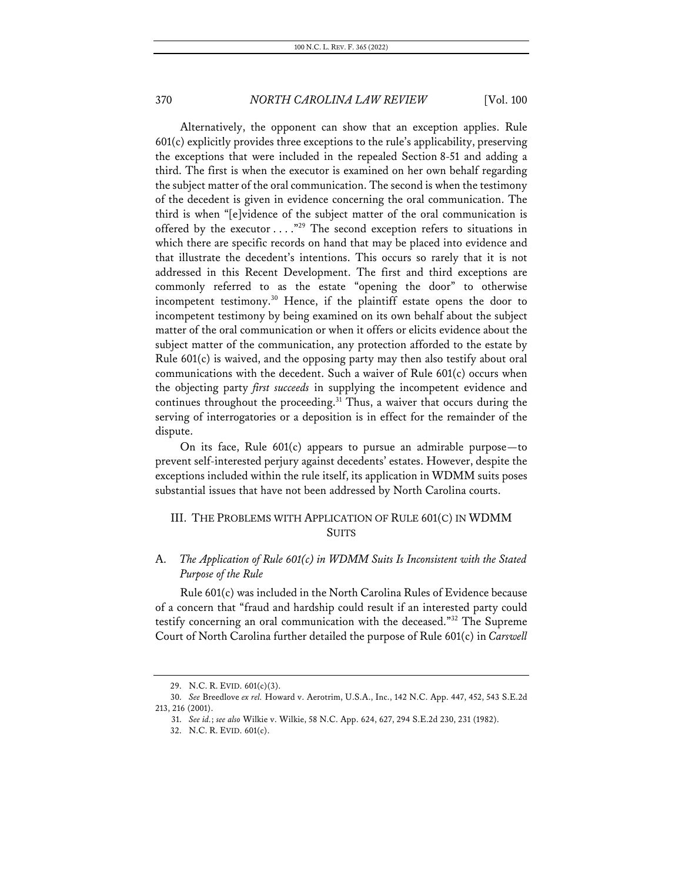Alternatively, the opponent can show that an exception applies. Rule 601(c) explicitly provides three exceptions to the rule's applicability, preserving the exceptions that were included in the repealed Section 8-51 and adding a third. The first is when the executor is examined on her own behalf regarding the subject matter of the oral communication. The second is when the testimony of the decedent is given in evidence concerning the oral communication. The third is when "[e]vidence of the subject matter of the oral communication is offered by the executor . . . ."[29] The second exception refers to situations in which there are specific records on hand that may be placed into evidence and that illustrate the decedent's intentions. This occurs so rarely that it is not addressed in this Recent Development. The first and third exceptions are commonly referred to as the estate "opening the door" to otherwise incompetent testimony.[30] Hence, if the plaintiff estate opens the door to incompetent testimony by being examined on its own behalf about the subject matter of the oral communication or when it offers or elicits evidence about the subject matter of the communication, any protection afforded to the estate by Rule 601(c) is waived, and the opposing party may then also testify about oral communications with the decedent. Such a waiver of Rule 601(c) occurs when the objecting party *first succeeds* in supplying the incompetent evidence and continues throughout the proceeding.[31] Thus, a waiver that occurs during the serving of interrogatories or a deposition is in effect for the remainder of the dispute.

On its face, Rule 601(c) appears to pursue an admirable purpose—to prevent self-interested perjury against decedents' estates. However, despite the exceptions included within the rule itself, its application in WDMM suits poses substantial issues that have not been addressed by North Carolina courts.

## III. THE PROBLEMS WITH APPLICATION OF RULE 601(C) IN WDMM SUITS

### A. *The Application of Rule 601(c) in WDMM Suits Is Inconsistent with the Stated Purpose of the Rule*

Rule 601(c) was included in the North Carolina Rules of Evidence because of a concern that "fraud and hardship could result if an interested party could testify concerning an oral communication with the deceased."[32] The Supreme Court of North Carolina further detailed the purpose of Rule 601(c) in *Carswell*

---

29. N.C. R. EVID. 601(c)(3).

30. *See* Breedlove *ex rel.* Howard v. Aerotrim, U.S.A., Inc., 142 N.C. App. 447, 452, 543 S.E.2d 213, 216 (2001).

31. *See id.*; *see also* Wilkie v. Wilkie, 58 N.C. App. 624, 627, 294 S.E.2d 230, 231 (1982).

32. N.C. R. EVID. 601(c).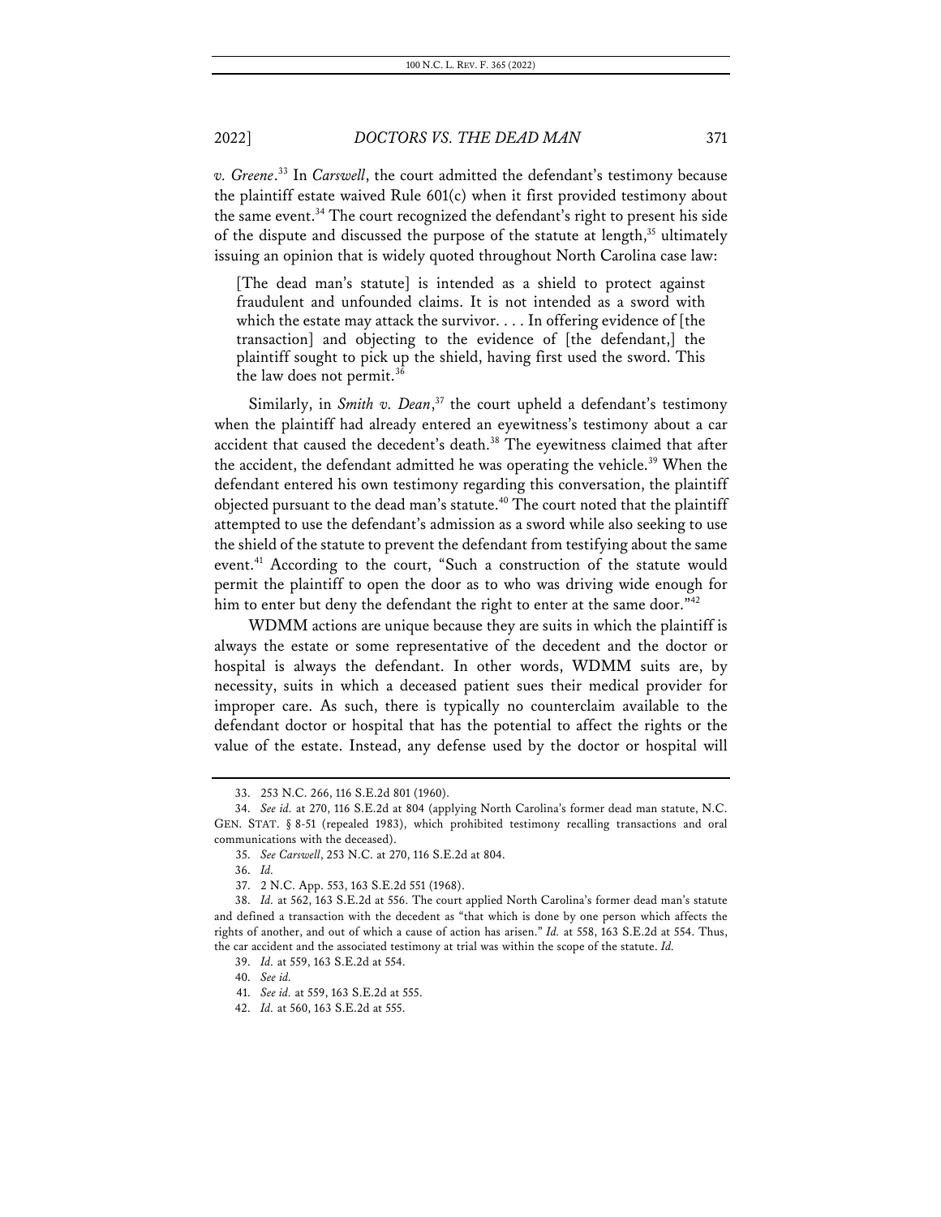*v. Greene*.[33] In *Carswell*, the court admitted the defendant's testimony because the plaintiff estate waived Rule 601(c) when it first provided testimony about the same event.[34] The court recognized the defendant's right to present his side of the dispute and discussed the purpose of the statute at length,[35] ultimately issuing an opinion that is widely quoted throughout North Carolina case law:

> [The dead man's statute] is intended as a shield to protect against fraudulent and unfounded claims. It is not intended as a sword with which the estate may attack the survivor. . . . In offering evidence of [the transaction] and objecting to the evidence of [the defendant,] the plaintiff sought to pick up the shield, having first used the sword. This the law does not permit.[36]

Similarly, in *Smith v. Dean*,[37] the court upheld a defendant's testimony when the plaintiff had already entered an eyewitness's testimony about a car accident that caused the decedent's death.[38] The eyewitness claimed that after the accident, the defendant admitted he was operating the vehicle.[39] When the defendant entered his own testimony regarding this conversation, the plaintiff objected pursuant to the dead man's statute.[40] The court noted that the plaintiff attempted to use the defendant's admission as a sword while also seeking to use the shield of the statute to prevent the defendant from testifying about the same event.[41] According to the court, "Such a construction of the statute would permit the plaintiff to open the door as to who was driving wide enough for him to enter but deny the defendant the right to enter at the same door."[42]

WDMM actions are unique because they are suits in which the plaintiff is always the estate or some representative of the decedent and the doctor or hospital is always the defendant. In other words, WDMM suits are, by necessity, suits in which a deceased patient sues their medical provider for improper care. As such, there is typically no counterclaim available to the defendant doctor or hospital that has the potential to affect the rights or the value of the estate. Instead, any defense used by the doctor or hospital will

---

33. 253 N.C. 266, 116 S.E.2d 801 (1960).

34. *See id.* at 270, 116 S.E.2d at 804 (applying North Carolina's former dead man statute, N.C. GEN. STAT. § 8-51 (repealed 1983), which prohibited testimony recalling transactions and oral communications with the deceased).

35. *See Carswell*, 253 N.C. at 270, 116 S.E.2d at 804.

36. *Id.*

37. 2 N.C. App. 553, 163 S.E.2d 551 (1968).

38. *Id.* at 562, 163 S.E.2d at 556. The court applied North Carolina's former dead man's statute and defined a transaction with the decedent as "that which is done by one person which affects the rights of another, and out of which a cause of action has arisen." *Id.* at 558, 163 S.E.2d at 554. Thus, the car accident and the associated testimony at trial was within the scope of the statute. *Id.*

39. *Id.* at 559, 163 S.E.2d at 554.

40. *See id.*

41. *See id.* at 559, 163 S.E.2d at 555.

42. *Id.* at 560, 163 S.E.2d at 555.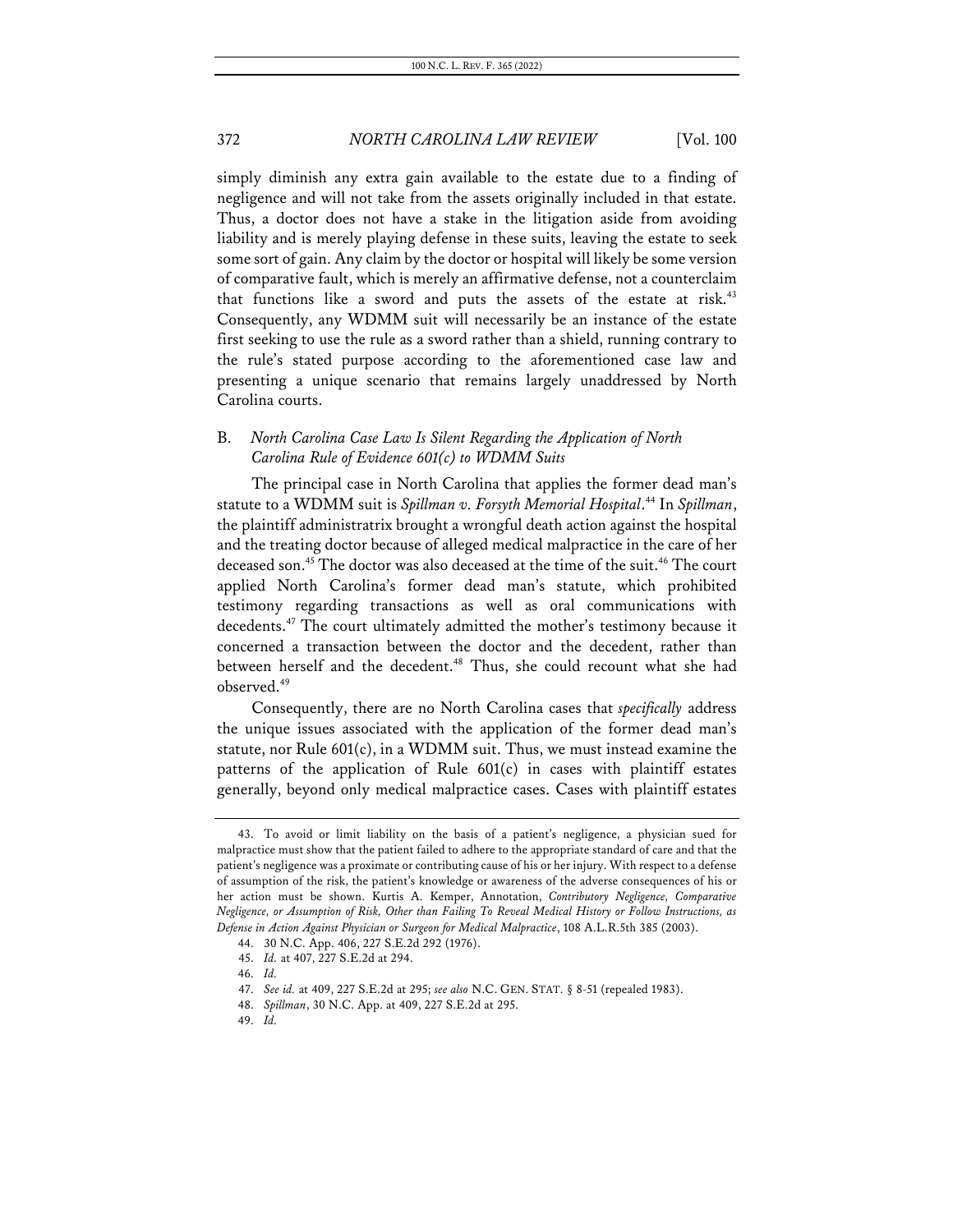simply diminish any extra gain available to the estate due to a finding of negligence and will not take from the assets originally included in that estate. Thus, a doctor does not have a stake in the litigation aside from avoiding liability and is merely playing defense in these suits, leaving the estate to seek some sort of gain. Any claim by the doctor or hospital will likely be some version of comparative fault, which is merely an affirmative defense, not a counterclaim that functions like a sword and puts the assets of the estate at risk.[43] Consequently, any WDMM suit will necessarily be an instance of the estate first seeking to use the rule as a sword rather than a shield, running contrary to the rule's stated purpose according to the aforementioned case law and presenting a unique scenario that remains largely unaddressed by North Carolina courts.

### B. *North Carolina Case Law Is Silent Regarding the Application of North Carolina Rule of Evidence 601(c) to WDMM Suits*

The principal case in North Carolina that applies the former dead man's statute to a WDMM suit is *Spillman v. Forsyth Memorial Hospital*.[44] In *Spillman*, the plaintiff administratrix brought a wrongful death action against the hospital and the treating doctor because of alleged medical malpractice in the care of her deceased son.[45] The doctor was also deceased at the time of the suit.[46] The court applied North Carolina's former dead man's statute, which prohibited testimony regarding transactions as well as oral communications with decedents.[47] The court ultimately admitted the mother's testimony because it concerned a transaction between the doctor and the decedent, rather than between herself and the decedent.[48] Thus, she could recount what she had observed.[49]

Consequently, there are no North Carolina cases that *specifically* address the unique issues associated with the application of the former dead man's statute, nor Rule 601(c), in a WDMM suit. Thus, we must instead examine the patterns of the application of Rule 601(c) in cases with plaintiff estates generally, beyond only medical malpractice cases. Cases with plaintiff estates

---

43. To avoid or limit liability on the basis of a patient's negligence, a physician sued for malpractice must show that the patient failed to adhere to the appropriate standard of care and that the patient's negligence was a proximate or contributing cause of his or her injury. With respect to a defense of assumption of the risk, the patient's knowledge or awareness of the adverse consequences of his or her action must be shown. Kurtis A. Kemper, Annotation, *Contributory Negligence, Comparative Negligence, or Assumption of Risk, Other than Failing To Reveal Medical History or Follow Instructions, as Defense in Action Against Physician or Surgeon for Medical Malpractice*, 108 A.L.R.5th 385 (2003).

44. 30 N.C. App. 406, 227 S.E.2d 292 (1976).

45. *Id.* at 407, 227 S.E.2d at 294.

46. *Id.*

47. *See id.* at 409, 227 S.E.2d at 295; *see also* N.C. GEN. STAT. § 8-51 (repealed 1983).

48. *Spillman*, 30 N.C. App. at 409, 227 S.E.2d at 295.

49. *Id.*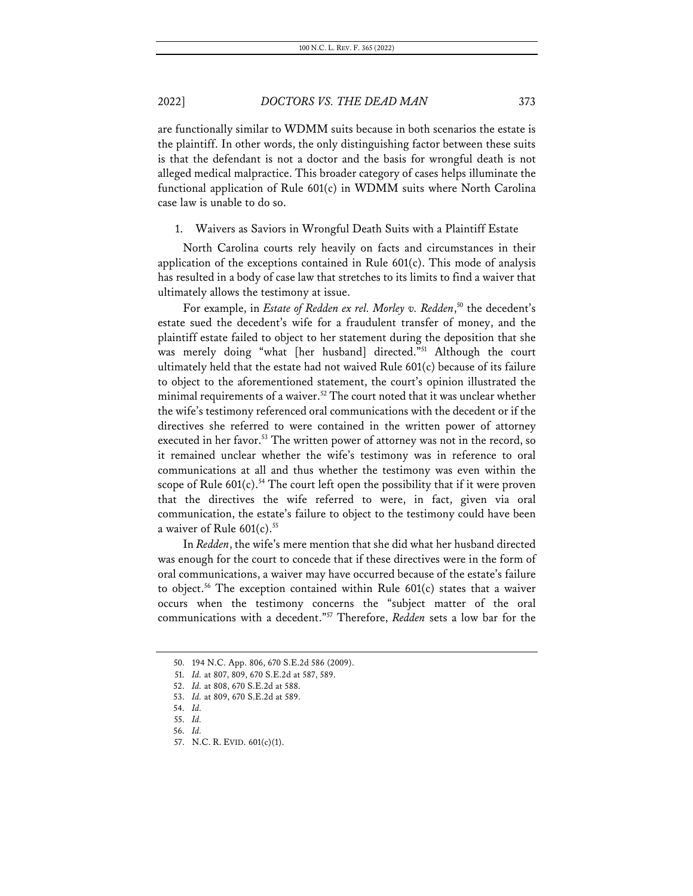are functionally similar to WDMM suits because in both scenarios the estate is the plaintiff. In other words, the only distinguishing factor between these suits is that the defendant is not a doctor and the basis for wrongful death is not alleged medical malpractice. This broader category of cases helps illuminate the functional application of Rule 601(c) in WDMM suits where North Carolina case law is unable to do so.

### 1. Waivers as Saviors in Wrongful Death Suits with a Plaintiff Estate

North Carolina courts rely heavily on facts and circumstances in their application of the exceptions contained in Rule 601(c). This mode of analysis has resulted in a body of case law that stretches to its limits to find a waiver that ultimately allows the testimony at issue.

For example, in *Estate of Redden ex rel. Morley v. Redden*,[50] the decedent's estate sued the decedent's wife for a fraudulent transfer of money, and the plaintiff estate failed to object to her statement during the deposition that she was merely doing "what [her husband] directed."[51] Although the court ultimately held that the estate had not waived Rule 601(c) because of its failure to object to the aforementioned statement, the court's opinion illustrated the minimal requirements of a waiver.[52] The court noted that it was unclear whether the wife's testimony referenced oral communications with the decedent or if the directives she referred to were contained in the written power of attorney executed in her favor.[53] The written power of attorney was not in the record, so it remained unclear whether the wife's testimony was in reference to oral communications at all and thus whether the testimony was even within the scope of Rule 601(c).[54] The court left open the possibility that if it were proven that the directives the wife referred to were, in fact, given via oral communication, the estate's failure to object to the testimony could have been a waiver of Rule 601(c).[55]

In *Redden*, the wife's mere mention that she did what her husband directed was enough for the court to concede that if these directives were in the form of oral communications, a waiver may have occurred because of the estate's failure to object.[56] The exception contained within Rule 601(c) states that a waiver occurs when the testimony concerns the "subject matter of the oral communications with a decedent."[57] Therefore, *Redden* sets a low bar for the

---

50. 194 N.C. App. 806, 670 S.E.2d 586 (2009).

51. *Id.* at 807, 809, 670 S.E.2d at 587, 589.

52. *Id.* at 808, 670 S.E.2d at 588.

53. *Id.* at 809, 670 S.E.2d at 589.

54. *Id.*

55. *Id.*

56. *Id.*

57. N.C. R. EVID. 601(c)(1).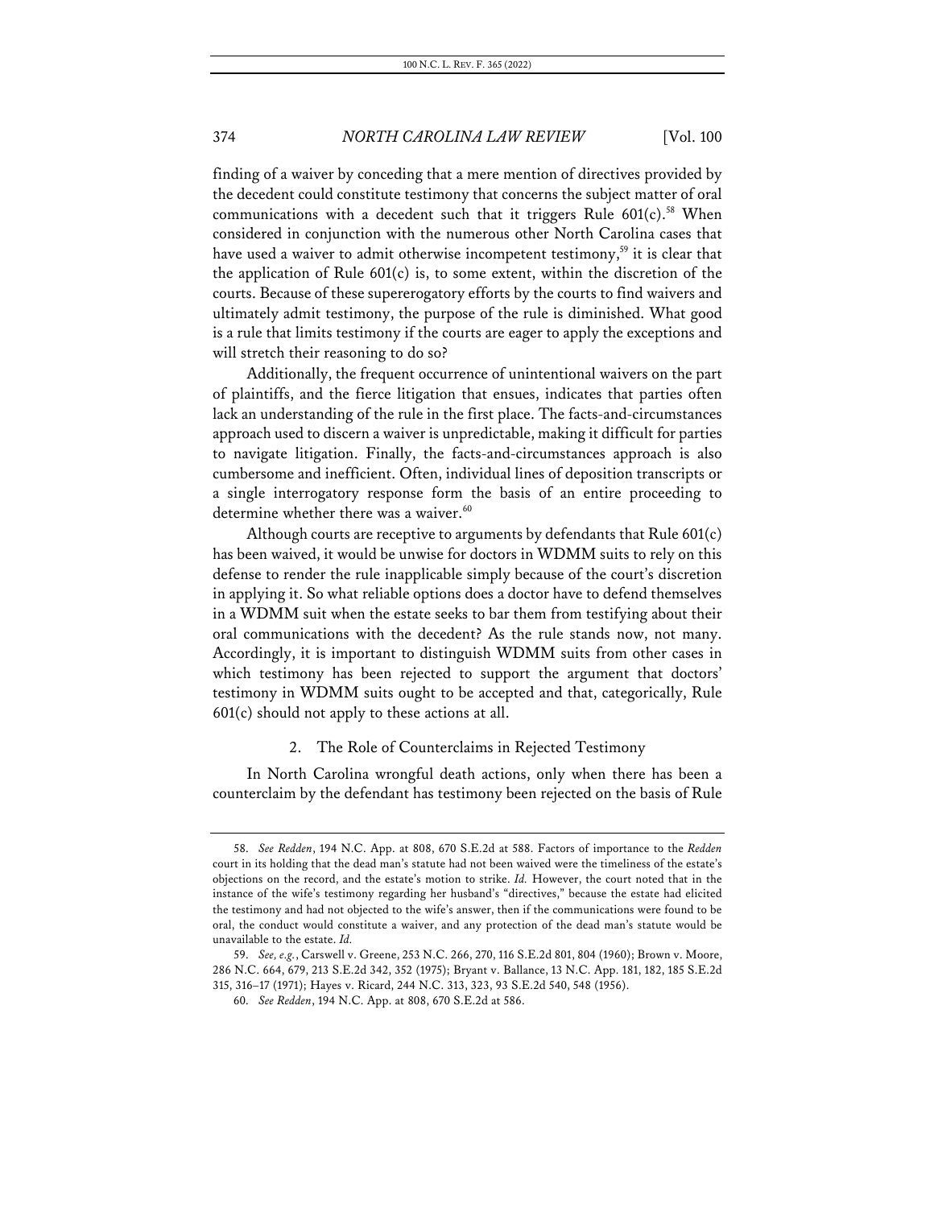finding of a waiver by conceding that a mere mention of directives provided by the decedent could constitute testimony that concerns the subject matter of oral communications with a decedent such that it triggers Rule 601(c).[58] When considered in conjunction with the numerous other North Carolina cases that have used a waiver to admit otherwise incompetent testimony,[59] it is clear that the application of Rule 601(c) is, to some extent, within the discretion of the courts. Because of these supererogatory efforts by the courts to find waivers and ultimately admit testimony, the purpose of the rule is diminished. What good is a rule that limits testimony if the courts are eager to apply the exceptions and will stretch their reasoning to do so?

Additionally, the frequent occurrence of unintentional waivers on the part of plaintiffs, and the fierce litigation that ensues, indicates that parties often lack an understanding of the rule in the first place. The facts-and-circumstances approach used to discern a waiver is unpredictable, making it difficult for parties to navigate litigation. Finally, the facts-and-circumstances approach is also cumbersome and inefficient. Often, individual lines of deposition transcripts or a single interrogatory response form the basis of an entire proceeding to determine whether there was a waiver.[60]

Although courts are receptive to arguments by defendants that Rule 601(c) has been waived, it would be unwise for doctors in WDMM suits to rely on this defense to render the rule inapplicable simply because of the court's discretion in applying it. So what reliable options does a doctor have to defend themselves in a WDMM suit when the estate seeks to bar them from testifying about their oral communications with the decedent? As the rule stands now, not many. Accordingly, it is important to distinguish WDMM suits from other cases in which testimony has been rejected to support the argument that doctors' testimony in WDMM suits ought to be accepted and that, categorically, Rule 601(c) should not apply to these actions at all.

### 2. The Role of Counterclaims in Rejected Testimony

In North Carolina wrongful death actions, only when there has been a counterclaim by the defendant has testimony been rejected on the basis of Rule

---

58. *See Redden*, 194 N.C. App. at 808, 670 S.E.2d at 588. Factors of importance to the *Redden* court in its holding that the dead man's statute had not been waived were the timeliness of the estate's objections on the record, and the estate's motion to strike. *Id.* However, the court noted that in the instance of the wife's testimony regarding her husband's "directives," because the estate had elicited the testimony and had not objected to the wife's answer, then if the communications were found to be oral, the conduct would constitute a waiver, and any protection of the dead man's statute would be unavailable to the estate. *Id.*

59. *See, e.g.*, Carswell v. Greene, 253 N.C. 266, 270, 116 S.E.2d 801, 804 (1960); Brown v. Moore, 286 N.C. 664, 679, 213 S.E.2d 342, 352 (1975); Bryant v. Ballance, 13 N.C. App. 181, 182, 185 S.E.2d 315, 316–17 (1971); Hayes v. Ricard, 244 N.C. 313, 323, 93 S.E.2d 540, 548 (1956).

60. *See Redden*, 194 N.C. App. at 808, 670 S.E.2d at 586.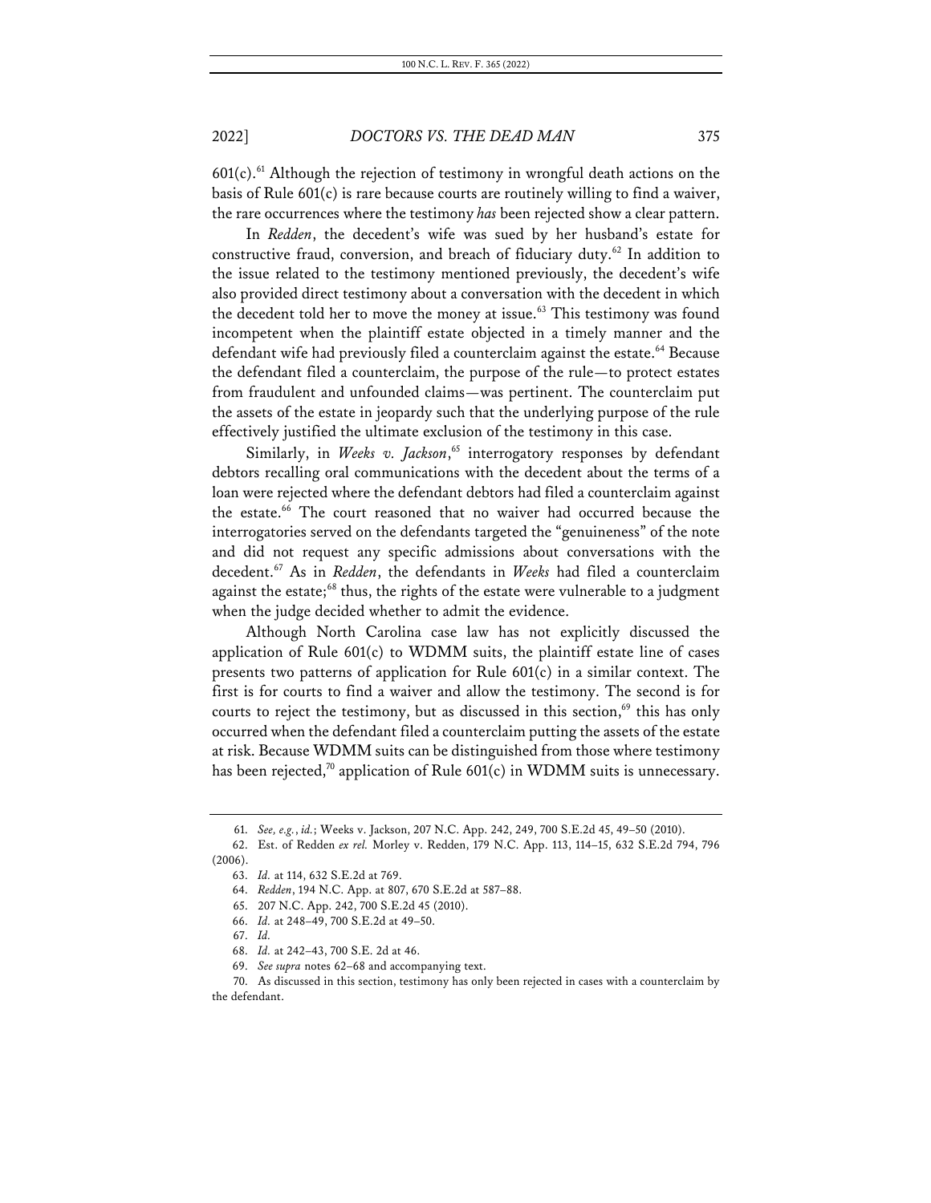601(c).[61] Although the rejection of testimony in wrongful death actions on the basis of Rule 601(c) is rare because courts are routinely willing to find a waiver, the rare occurrences where the testimony *has* been rejected show a clear pattern.

In *Redden*, the decedent's wife was sued by her husband's estate for constructive fraud, conversion, and breach of fiduciary duty.[62] In addition to the issue related to the testimony mentioned previously, the decedent's wife also provided direct testimony about a conversation with the decedent in which the decedent told her to move the money at issue.[63] This testimony was found incompetent when the plaintiff estate objected in a timely manner and the defendant wife had previously filed a counterclaim against the estate.[64] Because the defendant filed a counterclaim, the purpose of the rule—to protect estates from fraudulent and unfounded claims—was pertinent. The counterclaim put the assets of the estate in jeopardy such that the underlying purpose of the rule effectively justified the ultimate exclusion of the testimony in this case.

Similarly, in *Weeks v. Jackson*,[65] interrogatory responses by defendant debtors recalling oral communications with the decedent about the terms of a loan were rejected where the defendant debtors had filed a counterclaim against the estate.[66] The court reasoned that no waiver had occurred because the interrogatories served on the defendants targeted the "genuineness" of the note and did not request any specific admissions about conversations with the decedent.[67] As in *Redden*, the defendants in *Weeks* had filed a counterclaim against the estate;[68] thus, the rights of the estate were vulnerable to a judgment when the judge decided whether to admit the evidence.

Although North Carolina case law has not explicitly discussed the application of Rule 601(c) to WDMM suits, the plaintiff estate line of cases presents two patterns of application for Rule 601(c) in a similar context. The first is for courts to find a waiver and allow the testimony. The second is for courts to reject the testimony, but as discussed in this section,[69] this has only occurred when the defendant filed a counterclaim putting the assets of the estate at risk. Because WDMM suits can be distinguished from those where testimony has been rejected,[70] application of Rule 601(c) in WDMM suits is unnecessary.

---

61. *See, e.g.*, *id.*; Weeks v. Jackson, 207 N.C. App. 242, 249, 700 S.E.2d 45, 49–50 (2010).

62. Est. of Redden *ex rel.* Morley v. Redden, 179 N.C. App. 113, 114–15, 632 S.E.2d 794, 796 (2006).

63. *Id.* at 114, 632 S.E.2d at 769.

64. *Redden*, 194 N.C. App. at 807, 670 S.E.2d at 587–88.

65. 207 N.C. App. 242, 700 S.E.2d 45 (2010).

66. *Id.* at 248–49, 700 S.E.2d at 49–50.

67. *Id.*

68. *Id.* at 242–43, 700 S.E. 2d at 46.

69. *See supra* notes 62–68 and accompanying text.

70. As discussed in this section, testimony has only been rejected in cases with a counterclaim by the defendant.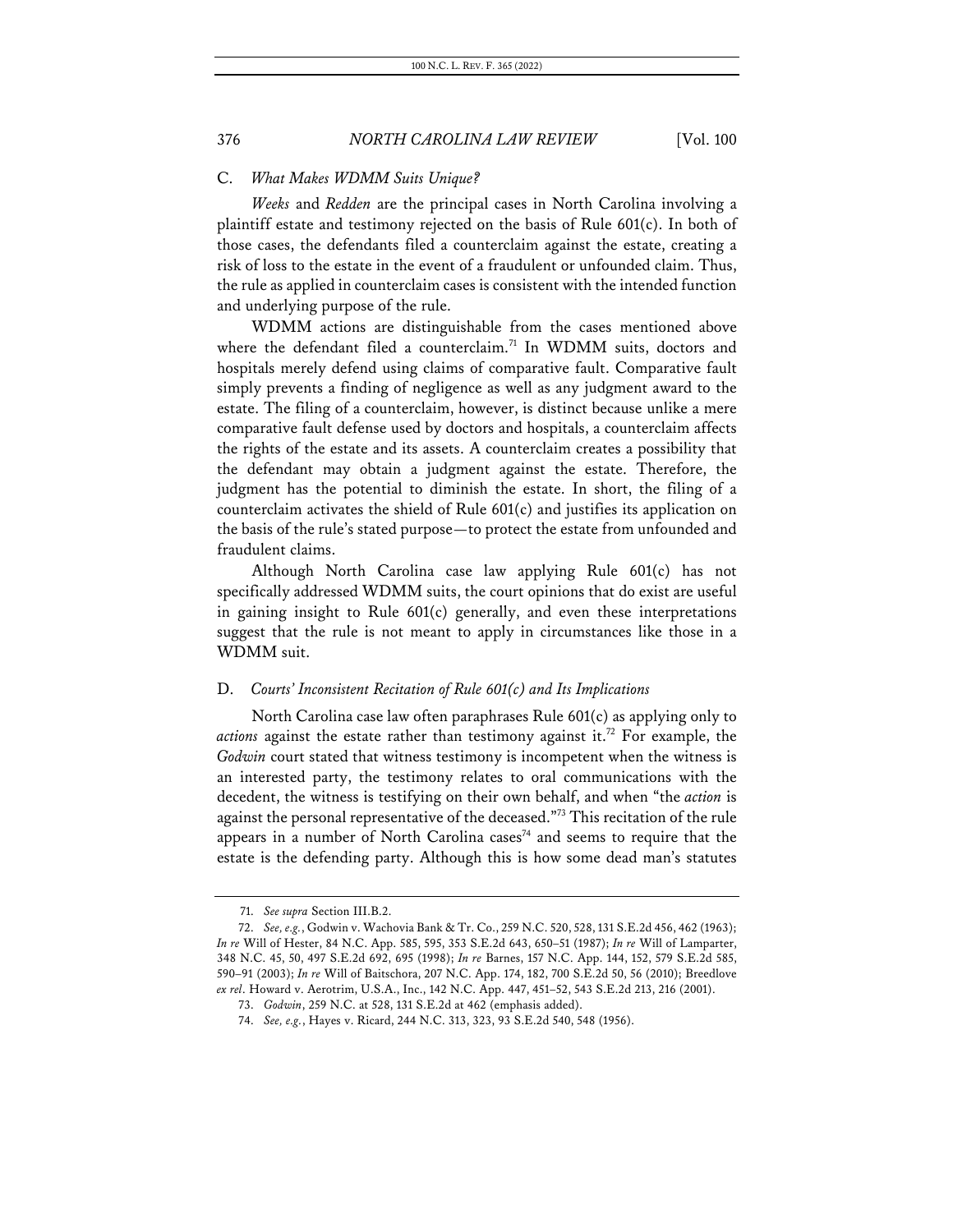### C. *What Makes WDMM Suits Unique?*

*Weeks* and *Redden* are the principal cases in North Carolina involving a plaintiff estate and testimony rejected on the basis of Rule 601(c). In both of those cases, the defendants filed a counterclaim against the estate, creating a risk of loss to the estate in the event of a fraudulent or unfounded claim. Thus, the rule as applied in counterclaim cases is consistent with the intended function and underlying purpose of the rule.

WDMM actions are distinguishable from the cases mentioned above where the defendant filed a counterclaim.[71] In WDMM suits, doctors and hospitals merely defend using claims of comparative fault. Comparative fault simply prevents a finding of negligence as well as any judgment award to the estate. The filing of a counterclaim, however, is distinct because unlike a mere comparative fault defense used by doctors and hospitals, a counterclaim affects the rights of the estate and its assets. A counterclaim creates a possibility that the defendant may obtain a judgment against the estate. Therefore, the judgment has the potential to diminish the estate. In short, the filing of a counterclaim activates the shield of Rule 601(c) and justifies its application on the basis of the rule's stated purpose—to protect the estate from unfounded and fraudulent claims.

Although North Carolina case law applying Rule 601(c) has not specifically addressed WDMM suits, the court opinions that do exist are useful in gaining insight to Rule 601(c) generally, and even these interpretations suggest that the rule is not meant to apply in circumstances like those in a WDMM suit.

### D. *Courts' Inconsistent Recitation of Rule 601(c) and Its Implications*

North Carolina case law often paraphrases Rule 601(c) as applying only to *actions* against the estate rather than testimony against it.[72] For example, the *Godwin* court stated that witness testimony is incompetent when the witness is an interested party, the testimony relates to oral communications with the decedent, the witness is testifying on their own behalf, and when "the *action* is against the personal representative of the deceased."[73] This recitation of the rule appears in a number of North Carolina cases[74] and seems to require that the estate is the defending party. Although this is how some dead man's statutes

---

71. *See supra* Section III.B.2.

72. *See, e.g.*, Godwin v. Wachovia Bank & Tr. Co., 259 N.C. 520, 528, 131 S.E.2d 456, 462 (1963); *In re* Will of Hester, 84 N.C. App. 585, 595, 353 S.E.2d 643, 650–51 (1987); *In re* Will of Lamparter, 348 N.C. 45, 50, 497 S.E.2d 692, 695 (1998); *In re* Barnes, 157 N.C. App. 144, 152, 579 S.E.2d 585, 590–91 (2003); *In re* Will of Baitschora, 207 N.C. App. 174, 182, 700 S.E.2d 50, 56 (2010); Breedlove *ex rel*. Howard v. Aerotrim, U.S.A., Inc., 142 N.C. App. 447, 451–52, 543 S.E.2d 213, 216 (2001).

73. *Godwin*, 259 N.C. at 528, 131 S.E.2d at 462 (emphasis added).

74. *See, e.g.*, Hayes v. Ricard, 244 N.C. 313, 323, 93 S.E.2d 540, 548 (1956).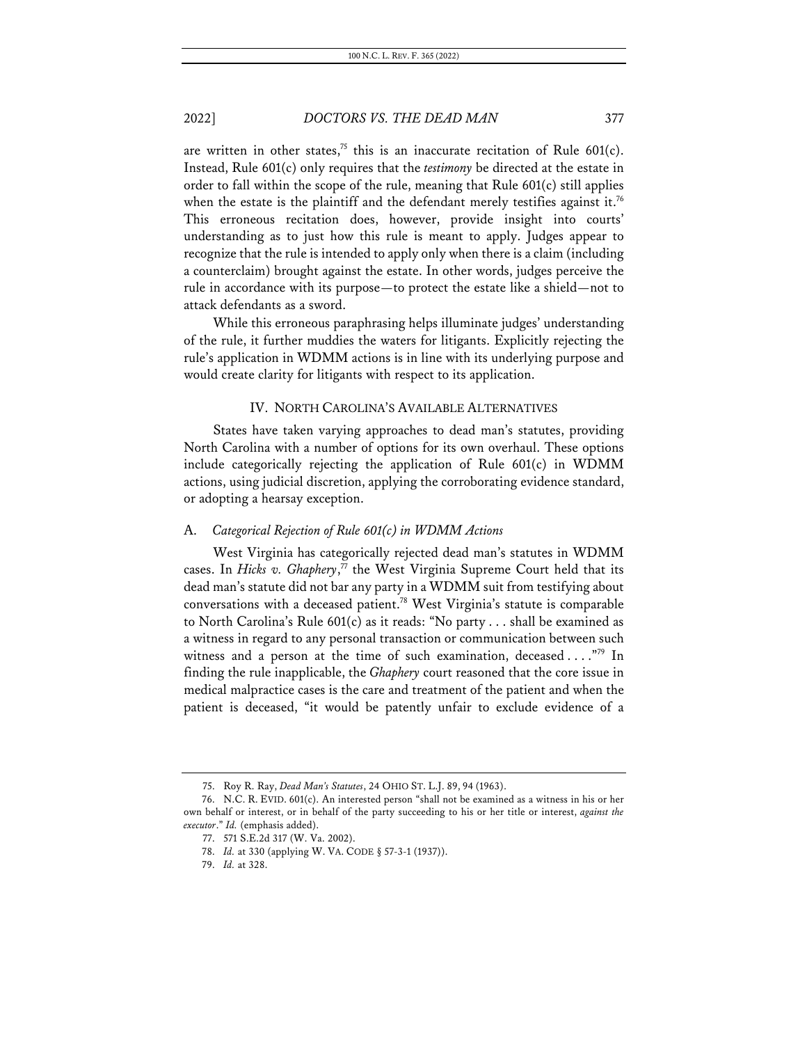are written in other states,[75] this is an inaccurate recitation of Rule 601(c). Instead, Rule 601(c) only requires that the *testimony* be directed at the estate in order to fall within the scope of the rule, meaning that Rule 601(c) still applies when the estate is the plaintiff and the defendant merely testifies against it.[76] This erroneous recitation does, however, provide insight into courts' understanding as to just how this rule is meant to apply. Judges appear to recognize that the rule is intended to apply only when there is a claim (including a counterclaim) brought against the estate. In other words, judges perceive the rule in accordance with its purpose—to protect the estate like a shield—not to attack defendants as a sword.

While this erroneous paraphrasing helps illuminate judges' understanding of the rule, it further muddies the waters for litigants. Explicitly rejecting the rule's application in WDMM actions is in line with its underlying purpose and would create clarity for litigants with respect to its application.

## IV. NORTH CAROLINA'S AVAILABLE ALTERNATIVES

States have taken varying approaches to dead man's statutes, providing North Carolina with a number of options for its own overhaul. These options include categorically rejecting the application of Rule 601(c) in WDMM actions, using judicial discretion, applying the corroborating evidence standard, or adopting a hearsay exception.

### A. *Categorical Rejection of Rule 601(c) in WDMM Actions*

West Virginia has categorically rejected dead man's statutes in WDMM cases. In *Hicks v. Ghaphery*,[77] the West Virginia Supreme Court held that its dead man's statute did not bar any party in a WDMM suit from testifying about conversations with a deceased patient.[78] West Virginia's statute is comparable to North Carolina's Rule 601(c) as it reads: "No party . . . shall be examined as a witness in regard to any personal transaction or communication between such witness and a person at the time of such examination, deceased . . . ."[79] In finding the rule inapplicable, the *Ghaphery* court reasoned that the core issue in medical malpractice cases is the care and treatment of the patient and when the patient is deceased, "it would be patently unfair to exclude evidence of a

---

75. Roy R. Ray, *Dead Man's Statutes*, 24 OHIO ST. L.J. 89, 94 (1963).

76. N.C. R. EVID. 601(c). An interested person "shall not be examined as a witness in his or her own behalf or interest, or in behalf of the party succeeding to his or her title or interest, *against the executor*." *Id.* (emphasis added).

77. 571 S.E.2d 317 (W. Va. 2002).

78. *Id.* at 330 (applying W. VA. CODE § 57-3-1 (1937)).

79. *Id.* at 328.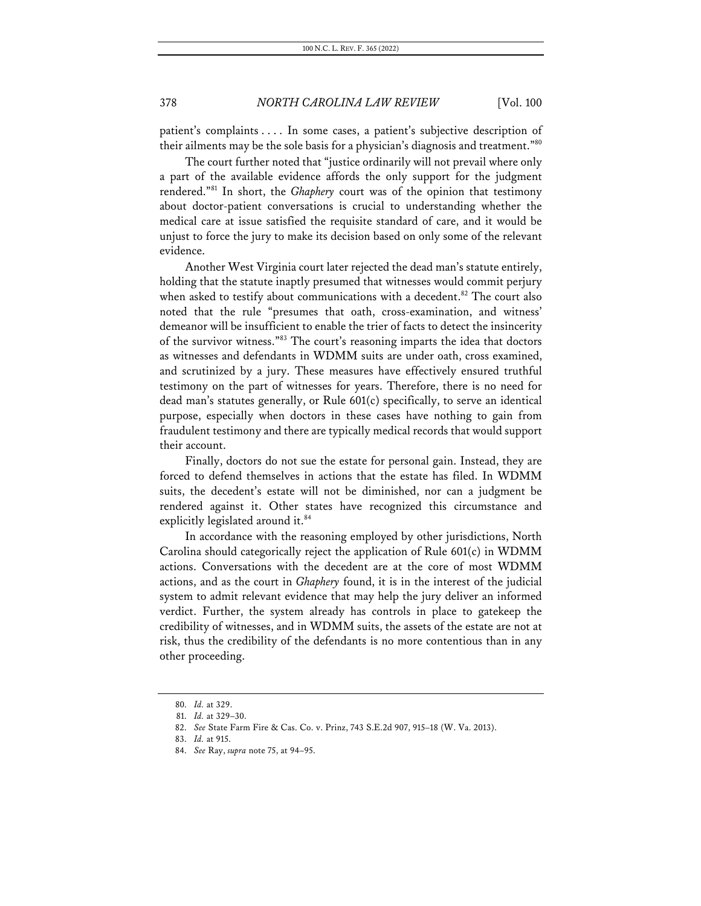patient's complaints . . . . In some cases, a patient's subjective description of their ailments may be the sole basis for a physician's diagnosis and treatment."[80]

The court further noted that "justice ordinarily will not prevail where only a part of the available evidence affords the only support for the judgment rendered."[81] In short, the *Ghaphery* court was of the opinion that testimony about doctor-patient conversations is crucial to understanding whether the medical care at issue satisfied the requisite standard of care, and it would be unjust to force the jury to make its decision based on only some of the relevant evidence.

Another West Virginia court later rejected the dead man's statute entirely, holding that the statute inaptly presumed that witnesses would commit perjury when asked to testify about communications with a decedent.[82] The court also noted that the rule "presumes that oath, cross-examination, and witness' demeanor will be insufficient to enable the trier of facts to detect the insincerity of the survivor witness."[83] The court's reasoning imparts the idea that doctors as witnesses and defendants in WDMM suits are under oath, cross examined, and scrutinized by a jury. These measures have effectively ensured truthful testimony on the part of witnesses for years. Therefore, there is no need for dead man's statutes generally, or Rule 601(c) specifically, to serve an identical purpose, especially when doctors in these cases have nothing to gain from fraudulent testimony and there are typically medical records that would support their account.

Finally, doctors do not sue the estate for personal gain. Instead, they are forced to defend themselves in actions that the estate has filed. In WDMM suits, the decedent's estate will not be diminished, nor can a judgment be rendered against it. Other states have recognized this circumstance and explicitly legislated around it.[84]

In accordance with the reasoning employed by other jurisdictions, North Carolina should categorically reject the application of Rule 601(c) in WDMM actions. Conversations with the decedent are at the core of most WDMM actions, and as the court in *Ghaphery* found, it is in the interest of the judicial system to admit relevant evidence that may help the jury deliver an informed verdict. Further, the system already has controls in place to gatekeep the credibility of witnesses, and in WDMM suits, the assets of the estate are not at risk, thus the credibility of the defendants is no more contentious than in any other proceeding.

---

80. *Id.* at 329.

81. *Id.* at 329–30.

82. *See* State Farm Fire & Cas. Co. v. Prinz, 743 S.E.2d 907, 915–18 (W. Va. 2013).

83. *Id.* at 915.

84. *See* Ray, *supra* note 75, at 94–95.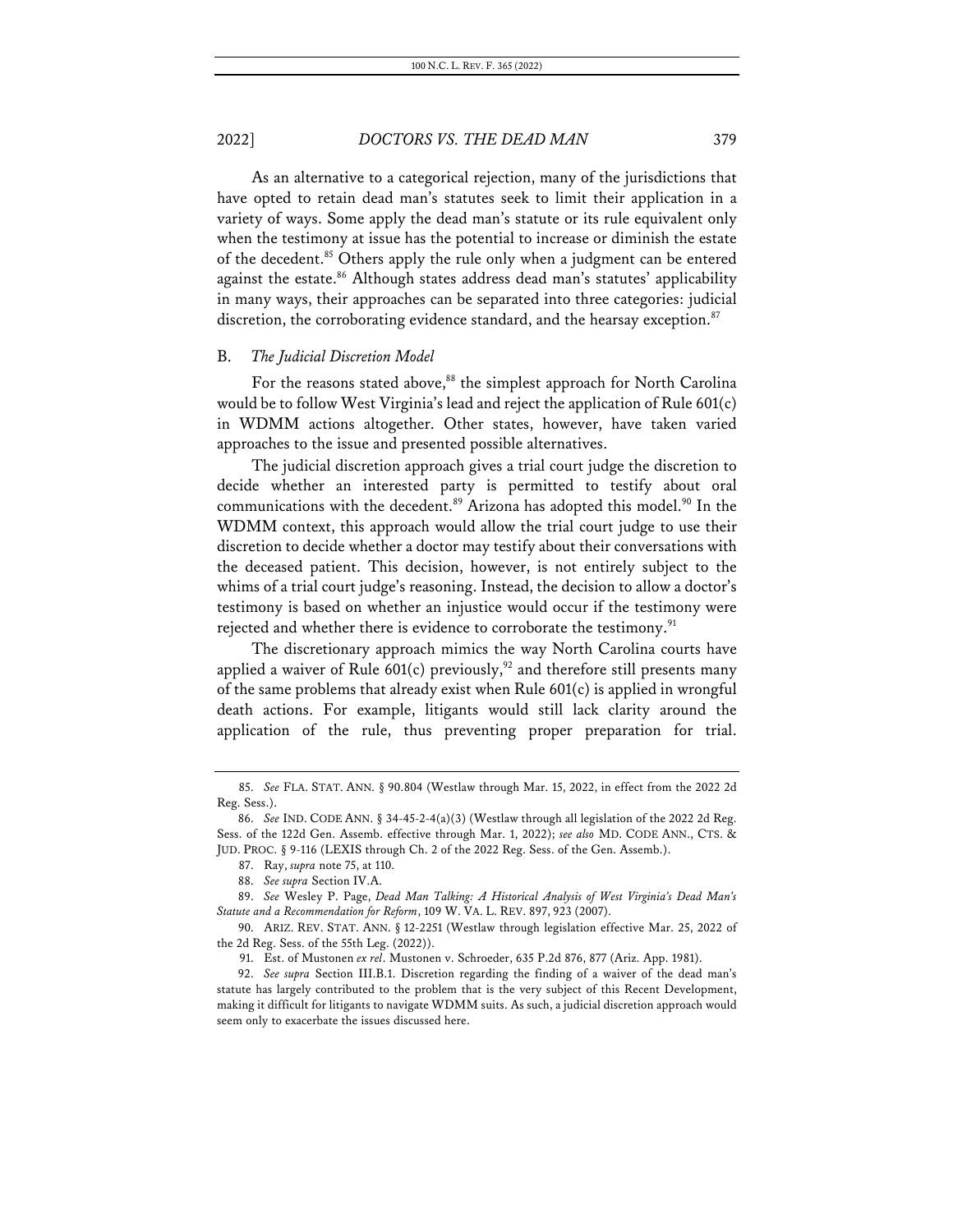As an alternative to a categorical rejection, many of the jurisdictions that have opted to retain dead man's statutes seek to limit their application in a variety of ways. Some apply the dead man's statute or its rule equivalent only when the testimony at issue has the potential to increase or diminish the estate of the decedent.[85] Others apply the rule only when a judgment can be entered against the estate.[86] Although states address dead man's statutes' applicability in many ways, their approaches can be separated into three categories: judicial discretion, the corroborating evidence standard, and the hearsay exception.[87]

### B. *The Judicial Discretion Model*

For the reasons stated above,[88] the simplest approach for North Carolina would be to follow West Virginia's lead and reject the application of Rule 601(c) in WDMM actions altogether. Other states, however, have taken varied approaches to the issue and presented possible alternatives.

The judicial discretion approach gives a trial court judge the discretion to decide whether an interested party is permitted to testify about oral communications with the decedent.[89] Arizona has adopted this model.[90] In the WDMM context, this approach would allow the trial court judge to use their discretion to decide whether a doctor may testify about their conversations with the deceased patient. This decision, however, is not entirely subject to the whims of a trial court judge's reasoning. Instead, the decision to allow a doctor's testimony is based on whether an injustice would occur if the testimony were rejected and whether there is evidence to corroborate the testimony.[91]

The discretionary approach mimics the way North Carolina courts have applied a waiver of Rule 601(c) previously,[92] and therefore still presents many of the same problems that already exist when Rule 601(c) is applied in wrongful death actions. For example, litigants would still lack clarity around the application of the rule, thus preventing proper preparation for trial.

---

85. *See* FLA. STAT. ANN. § 90.804 (Westlaw through Mar. 15, 2022, in effect from the 2022 2d Reg. Sess.).

86. *See* IND. CODE ANN. § 34-45-2-4(a)(3) (Westlaw through all legislation of the 2022 2d Reg. Sess. of the 122d Gen. Assemb. effective through Mar. 1, 2022); *see also* MD. CODE ANN., CTS. & JUD. PROC. § 9-116 (LEXIS through Ch. 2 of the 2022 Reg. Sess. of the Gen. Assemb.).

87. Ray, *supra* note 75, at 110.

88. *See supra* Section IV.A.

89. *See* Wesley P. Page, *Dead Man Talking: A Historical Analysis of West Virginia's Dead Man's Statute and a Recommendation for Reform*, 109 W. VA. L. REV. 897, 923 (2007).

90. ARIZ. REV. STAT. ANN. § 12-2251 (Westlaw through legislation effective Mar. 25, 2022 of the 2d Reg. Sess. of the 55th Leg. (2022)).

91. Est. of Mustonen *ex rel*. Mustonen v. Schroeder, 635 P.2d 876, 877 (Ariz. App. 1981).

92. *See supra* Section III.B.1. Discretion regarding the finding of a waiver of the dead man's statute has largely contributed to the problem that is the very subject of this Recent Development, making it difficult for litigants to navigate WDMM suits. As such, a judicial discretion approach would seem only to exacerbate the issues discussed here.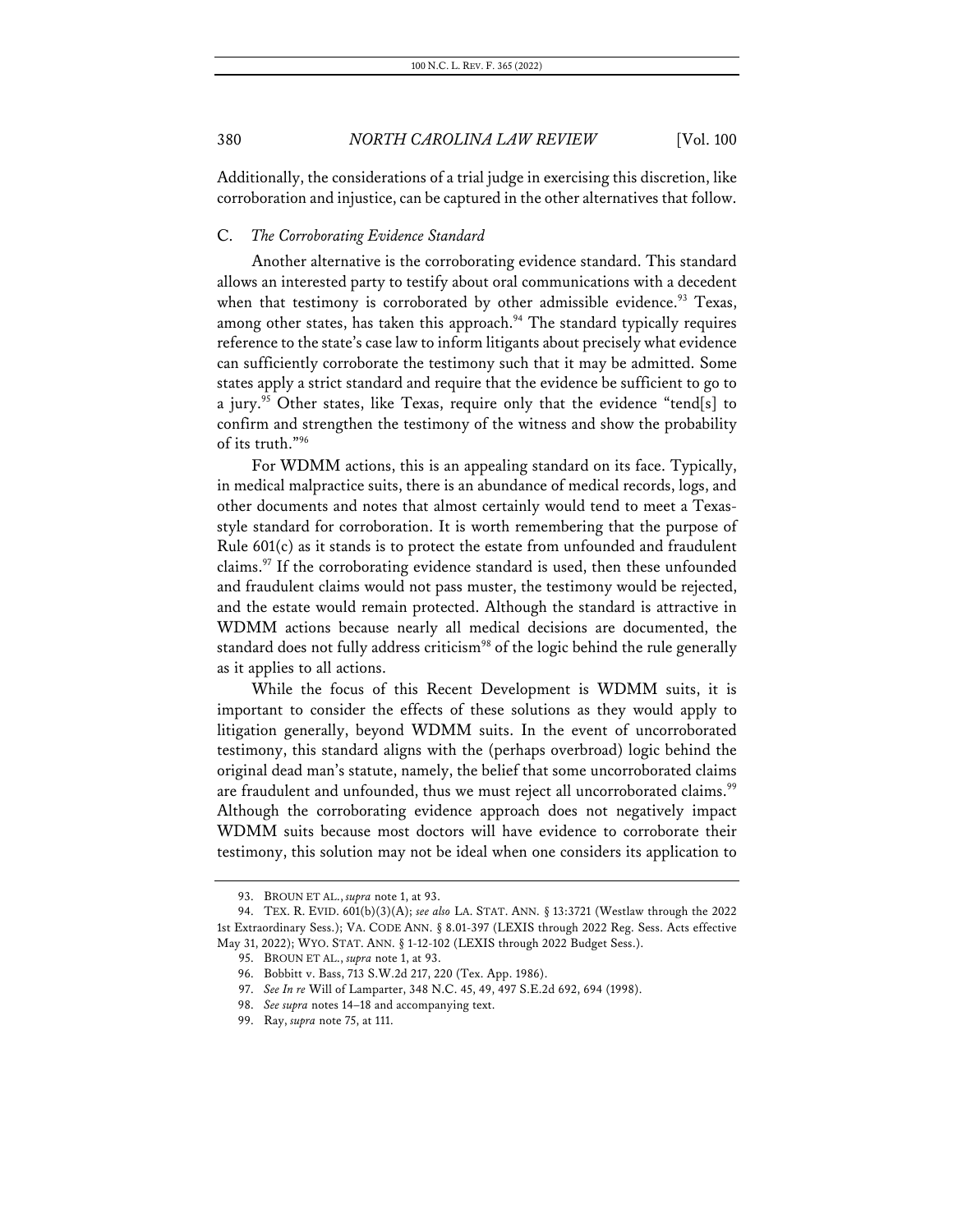Additionally, the considerations of a trial judge in exercising this discretion, like corroboration and injustice, can be captured in the other alternatives that follow.

### C. *The Corroborating Evidence Standard*

Another alternative is the corroborating evidence standard. This standard allows an interested party to testify about oral communications with a decedent when that testimony is corroborated by other admissible evidence.[93] Texas, among other states, has taken this approach.[94] The standard typically requires reference to the state's case law to inform litigants about precisely what evidence can sufficiently corroborate the testimony such that it may be admitted. Some states apply a strict standard and require that the evidence be sufficient to go to a jury.[95] Other states, like Texas, require only that the evidence "tend[s] to confirm and strengthen the testimony of the witness and show the probability of its truth."[96]

For WDMM actions, this is an appealing standard on its face. Typically, in medical malpractice suits, there is an abundance of medical records, logs, and other documents and notes that almost certainly would tend to meet a Texas-style standard for corroboration. It is worth remembering that the purpose of Rule 601(c) as it stands is to protect the estate from unfounded and fraudulent claims.[97] If the corroborating evidence standard is used, then these unfounded and fraudulent claims would not pass muster, the testimony would be rejected, and the estate would remain protected. Although the standard is attractive in WDMM actions because nearly all medical decisions are documented, the standard does not fully address criticism[98] of the logic behind the rule generally as it applies to all actions.

While the focus of this Recent Development is WDMM suits, it is important to consider the effects of these solutions as they would apply to litigation generally, beyond WDMM suits. In the event of uncorroborated testimony, this standard aligns with the (perhaps overbroad) logic behind the original dead man's statute, namely, the belief that some uncorroborated claims are fraudulent and unfounded, thus we must reject all uncorroborated claims.[99] Although the corroborating evidence approach does not negatively impact WDMM suits because most doctors will have evidence to corroborate their testimony, this solution may not be ideal when one considers its application to

---

93. BROUN ET AL., *supra* note 1, at 93.

94. TEX. R. EVID. 601(b)(3)(A); *see also* LA. STAT. ANN. § 13:3721 (Westlaw through the 2022 1st Extraordinary Sess.); VA. CODE ANN. § 8.01-397 (LEXIS through 2022 Reg. Sess. Acts effective May 31, 2022); WYO. STAT. ANN. § 1-12-102 (LEXIS through 2022 Budget Sess.).

95. BROUN ET AL., *supra* note 1, at 93.

96. Bobbitt v. Bass, 713 S.W.2d 217, 220 (Tex. App. 1986).

97. *See In re* Will of Lamparter, 348 N.C. 45, 49, 497 S.E.2d 692, 694 (1998).

98. *See supra* notes 14–18 and accompanying text.

99. Ray, *supra* note 75, at 111.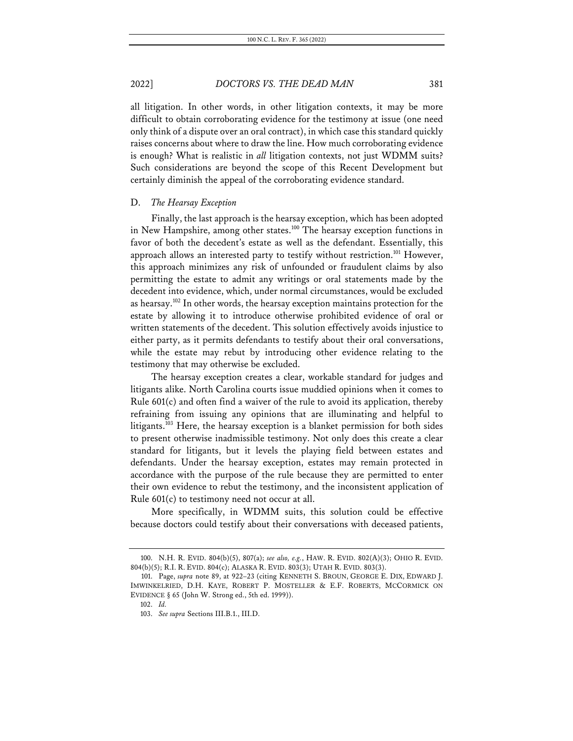all litigation. In other words, in other litigation contexts, it may be more difficult to obtain corroborating evidence for the testimony at issue (one need only think of a dispute over an oral contract), in which case this standard quickly raises concerns about where to draw the line. How much corroborating evidence is enough? What is realistic in *all* litigation contexts, not just WDMM suits? Such considerations are beyond the scope of this Recent Development but certainly diminish the appeal of the corroborating evidence standard.

### D. *The Hearsay Exception*

Finally, the last approach is the hearsay exception, which has been adopted in New Hampshire, among other states.[100] The hearsay exception functions in favor of both the decedent's estate as well as the defendant. Essentially, this approach allows an interested party to testify without restriction.[101] However, this approach minimizes any risk of unfounded or fraudulent claims by also permitting the estate to admit any writings or oral statements made by the decedent into evidence, which, under normal circumstances, would be excluded as hearsay.[102] In other words, the hearsay exception maintains protection for the estate by allowing it to introduce otherwise prohibited evidence of oral or written statements of the decedent. This solution effectively avoids injustice to either party, as it permits defendants to testify about their oral conversations, while the estate may rebut by introducing other evidence relating to the testimony that may otherwise be excluded.

The hearsay exception creates a clear, workable standard for judges and litigants alike. North Carolina courts issue muddied opinions when it comes to Rule 601(c) and often find a waiver of the rule to avoid its application, thereby refraining from issuing any opinions that are illuminating and helpful to litigants.[103] Here, the hearsay exception is a blanket permission for both sides to present otherwise inadmissible testimony. Not only does this create a clear standard for litigants, but it levels the playing field between estates and defendants. Under the hearsay exception, estates may remain protected in accordance with the purpose of the rule because they are permitted to enter their own evidence to rebut the testimony, and the inconsistent application of Rule 601(c) to testimony need not occur at all.

More specifically, in WDMM suits, this solution could be effective because doctors could testify about their conversations with deceased patients,

---

100. N.H. R. EVID. 804(b)(5), 807(a); *see also, e.g.*, HAW. R. EVID. 802(A)(3); OHIO R. EVID. 804(b)(5); R.I. R. EVID. 804(c); ALASKA R. EVID. 803(3); UTAH R. EVID. 803(3).

101. Page, *supra* note 89, at 922–23 (citing KENNETH S. BROUN, GEORGE E. DIX, EDWARD J. IMWINKELRIED, D.H. KAYE, ROBERT P. MOSTELLER & E.F. ROBERTS, MCCORMICK ON EVIDENCE § 65 (John W. Strong ed., 5th ed. 1999)).

102. *Id.*

103. *See supra* Sections III.B.1., III.D.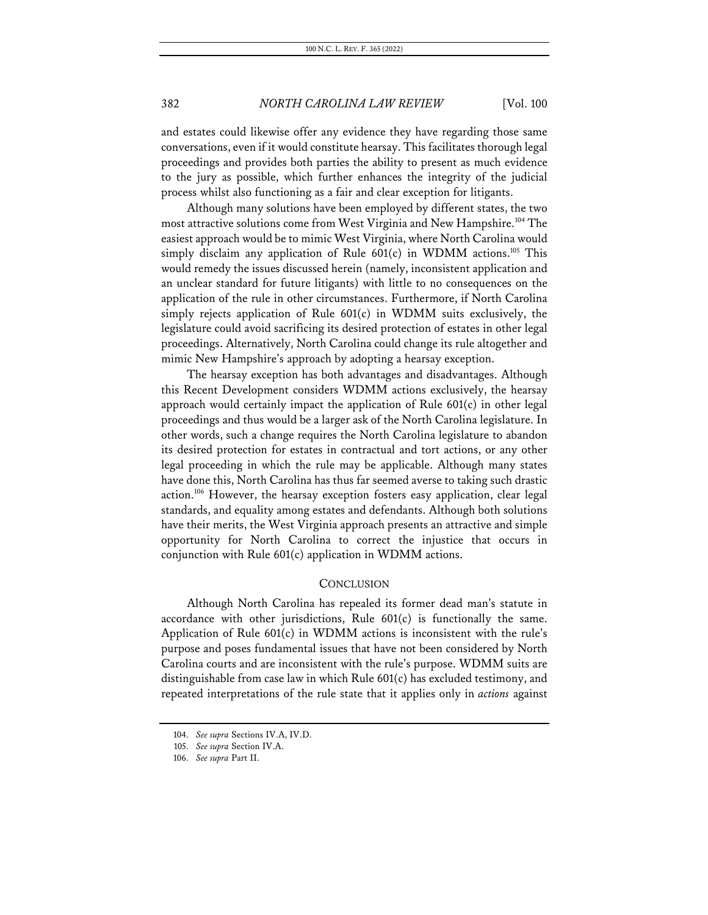and estates could likewise offer any evidence they have regarding those same conversations, even if it would constitute hearsay. This facilitates thorough legal proceedings and provides both parties the ability to present as much evidence to the jury as possible, which further enhances the integrity of the judicial process whilst also functioning as a fair and clear exception for litigants.

Although many solutions have been employed by different states, the two most attractive solutions come from West Virginia and New Hampshire.[104] The easiest approach would be to mimic West Virginia, where North Carolina would simply disclaim any application of Rule 601(c) in WDMM actions.[105] This would remedy the issues discussed herein (namely, inconsistent application and an unclear standard for future litigants) with little to no consequences on the application of the rule in other circumstances. Furthermore, if North Carolina simply rejects application of Rule 601(c) in WDMM suits exclusively, the legislature could avoid sacrificing its desired protection of estates in other legal proceedings. Alternatively, North Carolina could change its rule altogether and mimic New Hampshire's approach by adopting a hearsay exception.

The hearsay exception has both advantages and disadvantages. Although this Recent Development considers WDMM actions exclusively, the hearsay approach would certainly impact the application of Rule 601(c) in other legal proceedings and thus would be a larger ask of the North Carolina legislature. In other words, such a change requires the North Carolina legislature to abandon its desired protection for estates in contractual and tort actions, or any other legal proceeding in which the rule may be applicable. Although many states have done this, North Carolina has thus far seemed averse to taking such drastic action.[106] However, the hearsay exception fosters easy application, clear legal standards, and equality among estates and defendants. Although both solutions have their merits, the West Virginia approach presents an attractive and simple opportunity for North Carolina to correct the injustice that occurs in conjunction with Rule 601(c) application in WDMM actions.

## CONCLUSION

Although North Carolina has repealed its former dead man's statute in accordance with other jurisdictions, Rule 601(c) is functionally the same. Application of Rule 601(c) in WDMM actions is inconsistent with the rule's purpose and poses fundamental issues that have not been considered by North Carolina courts and are inconsistent with the rule's purpose. WDMM suits are distinguishable from case law in which Rule 601(c) has excluded testimony, and repeated interpretations of the rule state that it applies only in *actions* against

---

104. *See supra* Sections IV.A, IV.D.

105. *See supra* Section IV.A.

106. *See supra* Part II.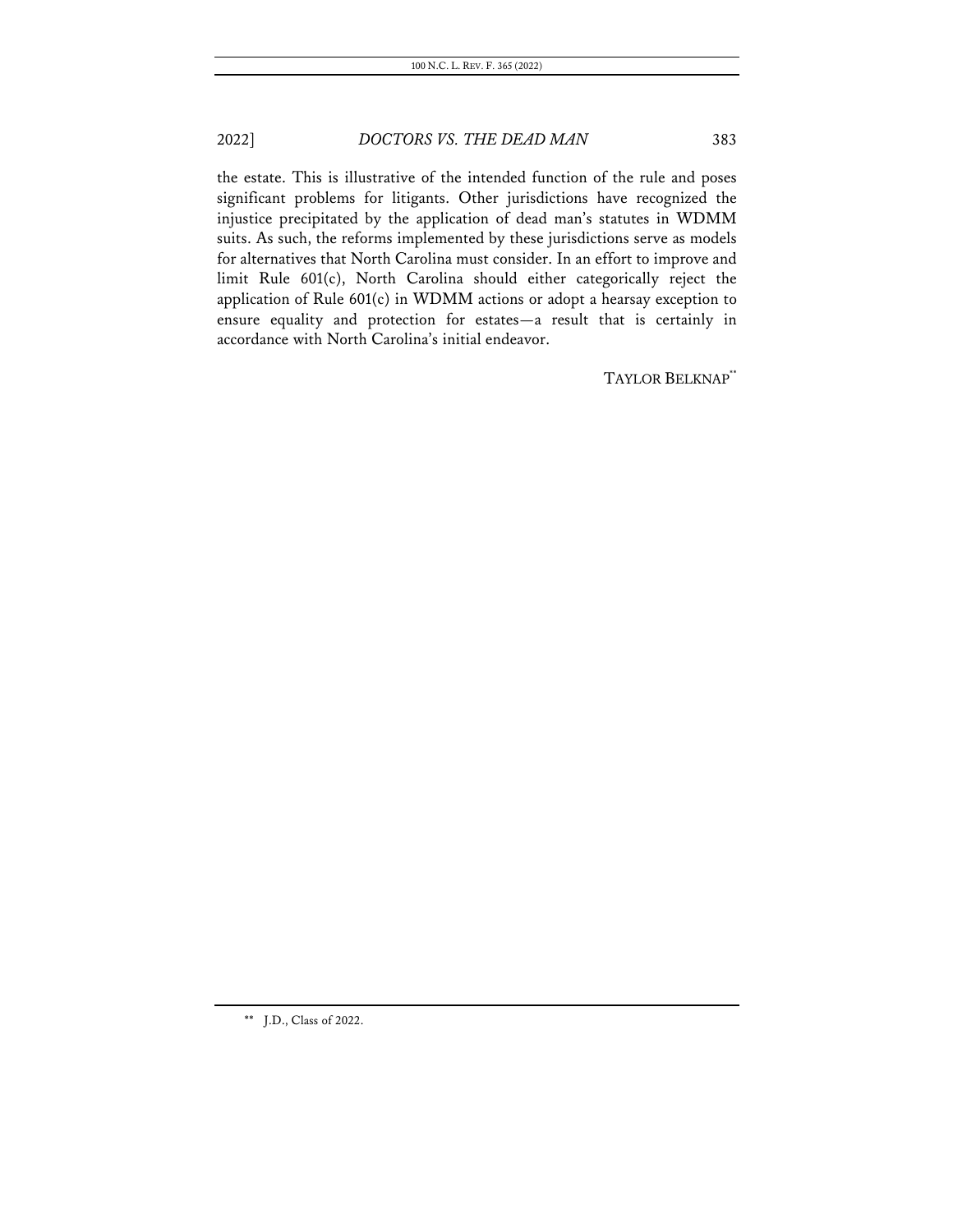the estate. This is illustrative of the intended function of the rule and poses significant problems for litigants. Other jurisdictions have recognized the injustice precipitated by the application of dead man's statutes in WDMM suits. As such, the reforms implemented by these jurisdictions serve as models for alternatives that North Carolina must consider. In an effort to improve and limit Rule 601(c), North Carolina should either categorically reject the application of Rule 601(c) in WDMM actions or adopt a hearsay exception to ensure equality and protection for estates—a result that is certainly in accordance with North Carolina's initial endeavor.

TAYLOR BELKNAP[**]

** J.D., Class of 2022.